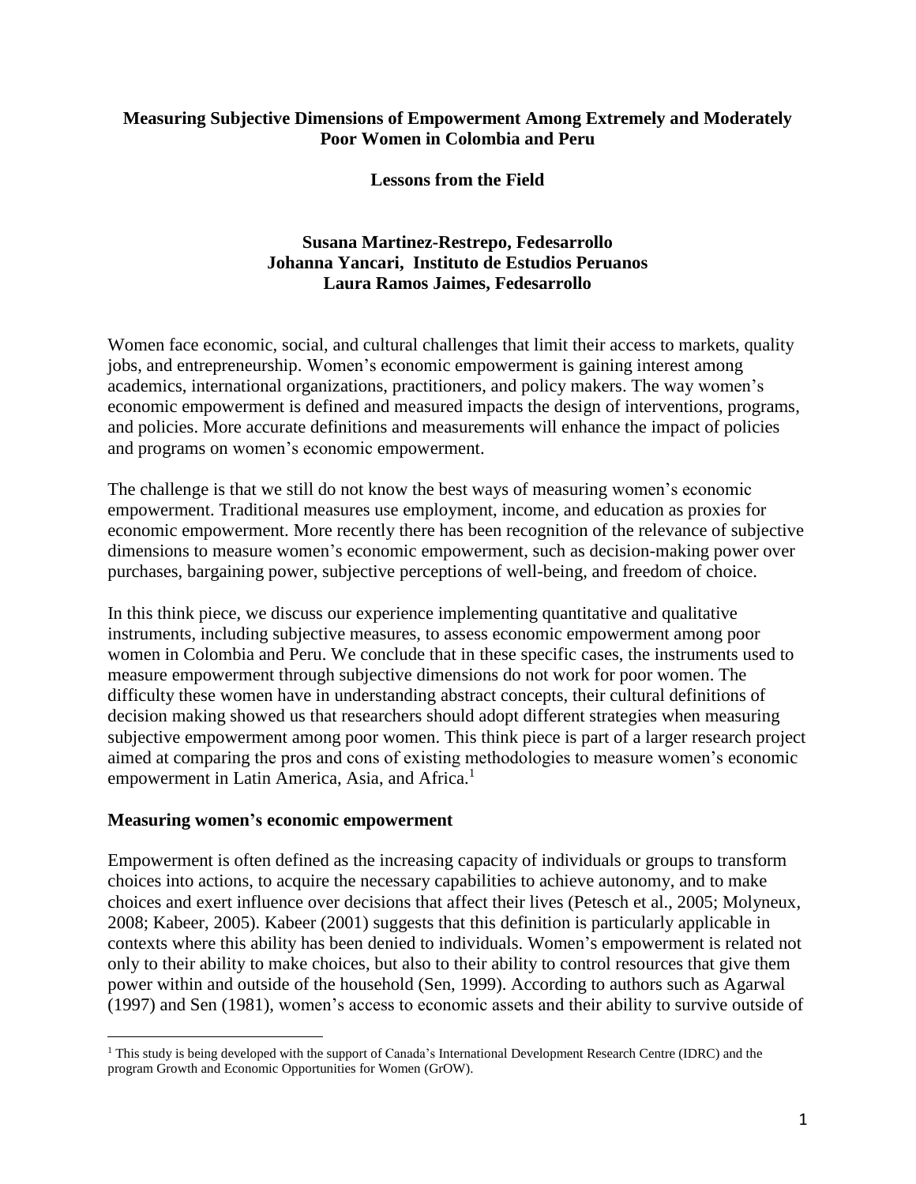# Measuring Subjective Dimensions of Empowerment Among Extremely and Moderately Poor Women in Colombia and Peru

## Lessons from the Field

**Susana Martinez-Restrepo, Fedesarrollo**
**Johanna Yancari, Instituto de Estudios Peruanos**
**Laura Ramos Jaimes, Fedesarrollo**

Women face economic, social, and cultural challenges that limit their access to markets, quality jobs, and entrepreneurship. Women's economic empowerment is gaining interest among academics, international organizations, practitioners, and policy makers. The way women's economic empowerment is defined and measured impacts the design of interventions, programs, and policies. More accurate definitions and measurements will enhance the impact of policies and programs on women's economic empowerment.

The challenge is that we still do not know the best ways of measuring women's economic empowerment. Traditional measures use employment, income, and education as proxies for economic empowerment. More recently there has been recognition of the relevance of subjective dimensions to measure women's economic empowerment, such as decision-making power over purchases, bargaining power, subjective perceptions of well-being, and freedom of choice.

In this think piece, we discuss our experience implementing quantitative and qualitative instruments, including subjective measures, to assess economic empowerment among poor women in Colombia and Peru. We conclude that in these specific cases, the instruments used to measure empowerment through subjective dimensions do not work for poor women. The difficulty these women have in understanding abstract concepts, their cultural definitions of decision making showed us that researchers should adopt different strategies when measuring subjective empowerment among poor women. This think piece is part of a larger research project aimed at comparing the pros and cons of existing methodologies to measure women's economic empowerment in Latin America, Asia, and Africa.[1]

### Measuring women's economic empowerment

Empowerment is often defined as the increasing capacity of individuals or groups to transform choices into actions, to acquire the necessary capabilities to achieve autonomy, and to make choices and exert influence over decisions that affect their lives (Petesch et al., 2005; Molyneux, 2008; Kabeer, 2005). Kabeer (2001) suggests that this definition is particularly applicable in contexts where this ability has been denied to individuals. Women's empowerment is related not only to their ability to make choices, but also to their ability to control resources that give them power within and outside of the household (Sen, 1999). According to authors such as Agarwal (1997) and Sen (1981), women's access to economic assets and their ability to survive outside of

[1] This study is being developed with the support of Canada's International Development Research Centre (IDRC) and the program Growth and Economic Opportunities for Women (GrOW).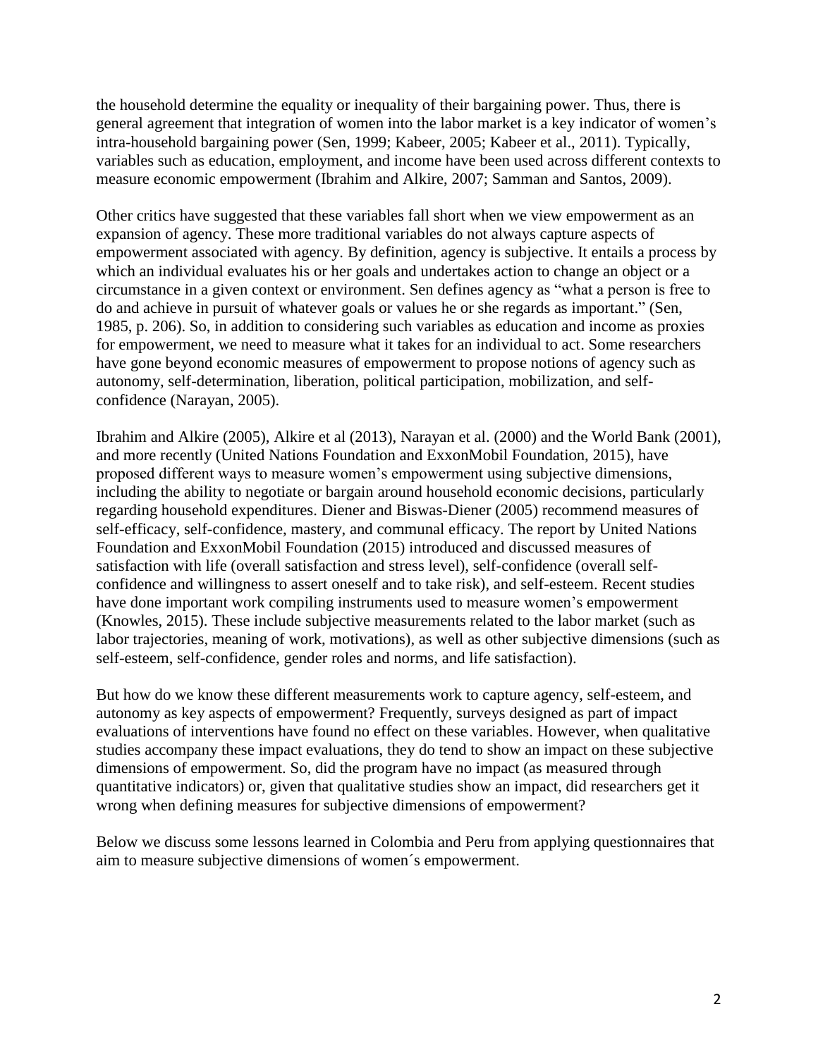the household determine the equality or inequality of their bargaining power. Thus, there is general agreement that integration of women into the labor market is a key indicator of women's intra-household bargaining power (Sen, 1999; Kabeer, 2005; Kabeer et al., 2011). Typically, variables such as education, employment, and income have been used across different contexts to measure economic empowerment (Ibrahim and Alkire, 2007; Samman and Santos, 2009).

Other critics have suggested that these variables fall short when we view empowerment as an expansion of agency. These more traditional variables do not always capture aspects of empowerment associated with agency. By definition, agency is subjective. It entails a process by which an individual evaluates his or her goals and undertakes action to change an object or a circumstance in a given context or environment. Sen defines agency as "what a person is free to do and achieve in pursuit of whatever goals or values he or she regards as important." (Sen, 1985, p. 206). So, in addition to considering such variables as education and income as proxies for empowerment, we need to measure what it takes for an individual to act. Some researchers have gone beyond economic measures of empowerment to propose notions of agency such as autonomy, self-determination, liberation, political participation, mobilization, and self-confidence (Narayan, 2005).

Ibrahim and Alkire (2005), Alkire et al (2013), Narayan et al. (2000) and the World Bank (2001), and more recently (United Nations Foundation and ExxonMobil Foundation, 2015), have proposed different ways to measure women's empowerment using subjective dimensions, including the ability to negotiate or bargain around household economic decisions, particularly regarding household expenditures. Diener and Biswas-Diener (2005) recommend measures of self-efficacy, self-confidence, mastery, and communal efficacy. The report by United Nations Foundation and ExxonMobil Foundation (2015) introduced and discussed measures of satisfaction with life (overall satisfaction and stress level), self-confidence (overall self-confidence and willingness to assert oneself and to take risk), and self-esteem. Recent studies have done important work compiling instruments used to measure women's empowerment (Knowles, 2015). These include subjective measurements related to the labor market (such as labor trajectories, meaning of work, motivations), as well as other subjective dimensions (such as self-esteem, self-confidence, gender roles and norms, and life satisfaction).

But how do we know these different measurements work to capture agency, self-esteem, and autonomy as key aspects of empowerment? Frequently, surveys designed as part of impact evaluations of interventions have found no effect on these variables. However, when qualitative studies accompany these impact evaluations, they do tend to show an impact on these subjective dimensions of empowerment. So, did the program have no impact (as measured through quantitative indicators) or, given that qualitative studies show an impact, did researchers get it wrong when defining measures for subjective dimensions of empowerment?

Below we discuss some lessons learned in Colombia and Peru from applying questionnaires that aim to measure subjective dimensions of women´s empowerment.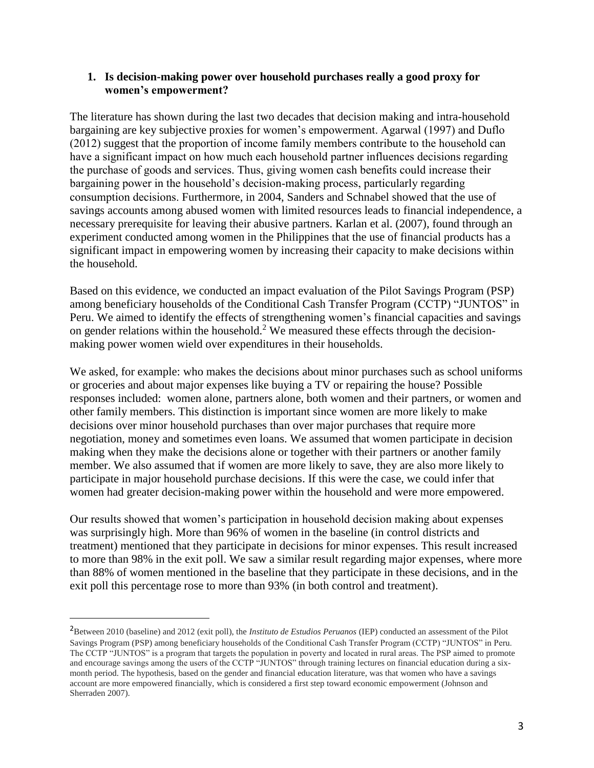## 1. Is decision-making power over household purchases really a good proxy for women's empowerment?

The literature has shown during the last two decades that decision making and intra-household bargaining are key subjective proxies for women's empowerment. Agarwal (1997) and Duflo (2012) suggest that the proportion of income family members contribute to the household can have a significant impact on how much each household partner influences decisions regarding the purchase of goods and services. Thus, giving women cash benefits could increase their bargaining power in the household's decision-making process, particularly regarding consumption decisions. Furthermore, in 2004, Sanders and Schnabel showed that the use of savings accounts among abused women with limited resources leads to financial independence, a necessary prerequisite for leaving their abusive partners. Karlan et al. (2007), found through an experiment conducted among women in the Philippines that the use of financial products has a significant impact in empowering women by increasing their capacity to make decisions within the household.

Based on this evidence, we conducted an impact evaluation of the Pilot Savings Program (PSP) among beneficiary households of the Conditional Cash Transfer Program (CCTP) "JUNTOS" in Peru. We aimed to identify the effects of strengthening women's financial capacities and savings on gender relations within the household.[2] We measured these effects through the decision-making power women wield over expenditures in their households.

We asked, for example: who makes the decisions about minor purchases such as school uniforms or groceries and about major expenses like buying a TV or repairing the house? Possible responses included: women alone, partners alone, both women and their partners, or women and other family members. This distinction is important since women are more likely to make decisions over minor household purchases than over major purchases that require more negotiation, money and sometimes even loans. We assumed that women participate in decision making when they make the decisions alone or together with their partners or another family member. We also assumed that if women are more likely to save, they are also more likely to participate in major household purchase decisions. If this were the case, we could infer that women had greater decision-making power within the household and were more empowered.

Our results showed that women's participation in household decision making about expenses was surprisingly high. More than 96% of women in the baseline (in control districts and treatment) mentioned that they participate in decisions for minor expenses. This result increased to more than 98% in the exit poll. We saw a similar result regarding major expenses, where more than 88% of women mentioned in the baseline that they participate in these decisions, and in the exit poll this percentage rose to more than 93% (in both control and treatment).

---

[2] Between 2010 (baseline) and 2012 (exit poll), the *Instituto de Estudios Peruanos* (IEP) conducted an assessment of the Pilot Savings Program (PSP) among beneficiary households of the Conditional Cash Transfer Program (CCTP) "JUNTOS" in Peru. The CCTP "JUNTOS" is a program that targets the population in poverty and located in rural areas. The PSP aimed to promote and encourage savings among the users of the CCTP "JUNTOS" through training lectures on financial education during a six-month period. The hypothesis, based on the gender and financial education literature, was that women who have a savings account are more empowered financially, which is considered a first step toward economic empowerment (Johnson and Sherraden 2007).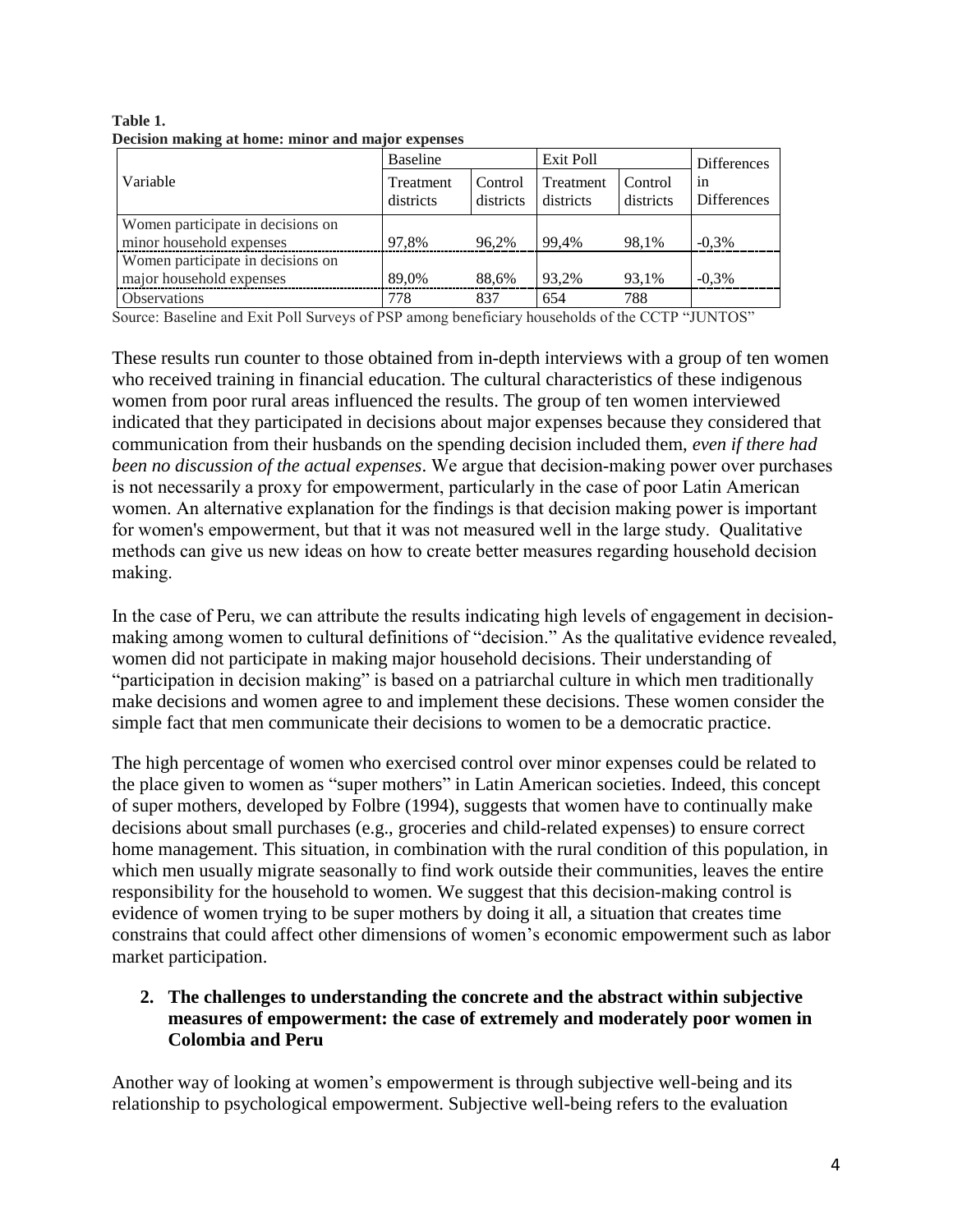**Table 1.**
**Decision making at home: minor and major expenses**

| Variable | Baseline | | Exit Poll | | Differences in Differences |
|---|---|---|---|---|---|
| | Treatment districts | Control districts | Treatment districts | Control districts | |
| Women participate in decisions on minor household expenses | 97,8% | 96,2% | 99,4% | 98,1% | -0,3% |
| Women participate in decisions on major household expenses | 89,0% | 88,6% | 93,2% | 93,1% | -0,3% |
| Observations | 778 | 837 | 654 | 788 | |

Source: Baseline and Exit Poll Surveys of PSP among beneficiary households of the CCTP "JUNTOS"

These results run counter to those obtained from in-depth interviews with a group of ten women who received training in financial education. The cultural characteristics of these indigenous women from poor rural areas influenced the results. The group of ten women interviewed indicated that they participated in decisions about major expenses because they considered that communication from their husbands on the spending decision included them, *even if there had been no discussion of the actual expenses*. We argue that decision-making power over purchases is not necessarily a proxy for empowerment, particularly in the case of poor Latin American women. An alternative explanation for the findings is that decision making power is important for women's empowerment, but that it was not measured well in the large study. Qualitative methods can give us new ideas on how to create better measures regarding household decision making.

In the case of Peru, we can attribute the results indicating high levels of engagement in decision-making among women to cultural definitions of "decision." As the qualitative evidence revealed, women did not participate in making major household decisions. Their understanding of "participation in decision making" is based on a patriarchal culture in which men traditionally make decisions and women agree to and implement these decisions. These women consider the simple fact that men communicate their decisions to women to be a democratic practice.

The high percentage of women who exercised control over minor expenses could be related to the place given to women as "super mothers" in Latin American societies. Indeed, this concept of super mothers, developed by Folbre (1994), suggests that women have to continually make decisions about small purchases (e.g., groceries and child-related expenses) to ensure correct home management. This situation, in combination with the rural condition of this population, in which men usually migrate seasonally to find work outside their communities, leaves the entire responsibility for the household to women. We suggest that this decision-making control is evidence of women trying to be super mothers by doing it all, a situation that creates time constrains that could affect other dimensions of women's economic empowerment such as labor market participation.

## 2. The challenges to understanding the concrete and the abstract within subjective measures of empowerment: the case of extremely and moderately poor women in Colombia and Peru

Another way of looking at women's empowerment is through subjective well-being and its relationship to psychological empowerment. Subjective well-being refers to the evaluation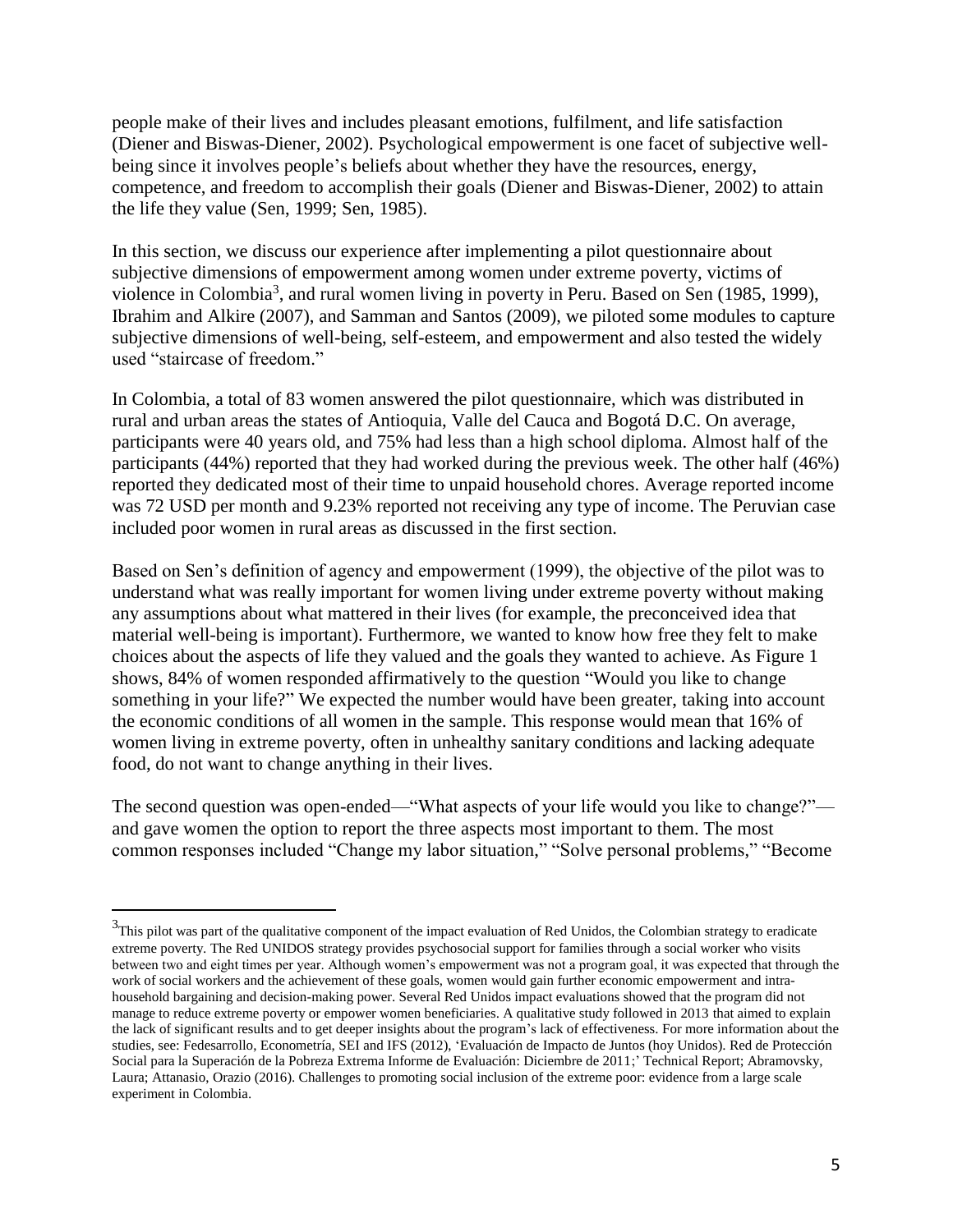people make of their lives and includes pleasant emotions, fulfilment, and life satisfaction (Diener and Biswas-Diener, 2002). Psychological empowerment is one facet of subjective well-being since it involves people's beliefs about whether they have the resources, energy, competence, and freedom to accomplish their goals (Diener and Biswas-Diener, 2002) to attain the life they value (Sen, 1999; Sen, 1985).

In this section, we discuss our experience after implementing a pilot questionnaire about subjective dimensions of empowerment among women under extreme poverty, victims of violence in Colombia[3], and rural women living in poverty in Peru. Based on Sen (1985, 1999), Ibrahim and Alkire (2007), and Samman and Santos (2009), we piloted some modules to capture subjective dimensions of well-being, self-esteem, and empowerment and also tested the widely used "staircase of freedom."

In Colombia, a total of 83 women answered the pilot questionnaire, which was distributed in rural and urban areas the states of Antioquia, Valle del Cauca and Bogotá D.C. On average, participants were 40 years old, and 75% had less than a high school diploma. Almost half of the participants (44%) reported that they had worked during the previous week. The other half (46%) reported they dedicated most of their time to unpaid household chores. Average reported income was 72 USD per month and 9.23% reported not receiving any type of income. The Peruvian case included poor women in rural areas as discussed in the first section.

Based on Sen's definition of agency and empowerment (1999), the objective of the pilot was to understand what was really important for women living under extreme poverty without making any assumptions about what mattered in their lives (for example, the preconceived idea that material well-being is important). Furthermore, we wanted to know how free they felt to make choices about the aspects of life they valued and the goals they wanted to achieve. As Figure 1 shows, 84% of women responded affirmatively to the question "Would you like to change something in your life?" We expected the number would have been greater, taking into account the economic conditions of all women in the sample. This response would mean that 16% of women living in extreme poverty, often in unhealthy sanitary conditions and lacking adequate food, do not want to change anything in their lives.

The second question was open-ended—"What aspects of your life would you like to change?"—and gave women the option to report the three aspects most important to them. The most common responses included "Change my labor situation," "Solve personal problems," "Become

---

[3] This pilot was part of the qualitative component of the impact evaluation of Red Unidos, the Colombian strategy to eradicate extreme poverty. The Red UNIDOS strategy provides psychosocial support for families through a social worker who visits between two and eight times per year. Although women's empowerment was not a program goal, it was expected that through the work of social workers and the achievement of these goals, women would gain further economic empowerment and intra-household bargaining and decision-making power. Several Red Unidos impact evaluations showed that the program did not manage to reduce extreme poverty or empower women beneficiaries. A qualitative study followed in 2013 that aimed to explain the lack of significant results and to get deeper insights about the program's lack of effectiveness. For more information about the studies, see: Fedesarrollo, Econometría, SEI and IFS (2012), 'Evaluación de Impacto de Juntos (hoy Unidos). Red de Protección Social para la Superación de la Pobreza Extrema Informe de Evaluación: Diciembre de 2011;' Technical Report; Abramovsky, Laura; Attanasio, Orazio (2016). Challenges to promoting social inclusion of the extreme poor: evidence from a large scale experiment in Colombia.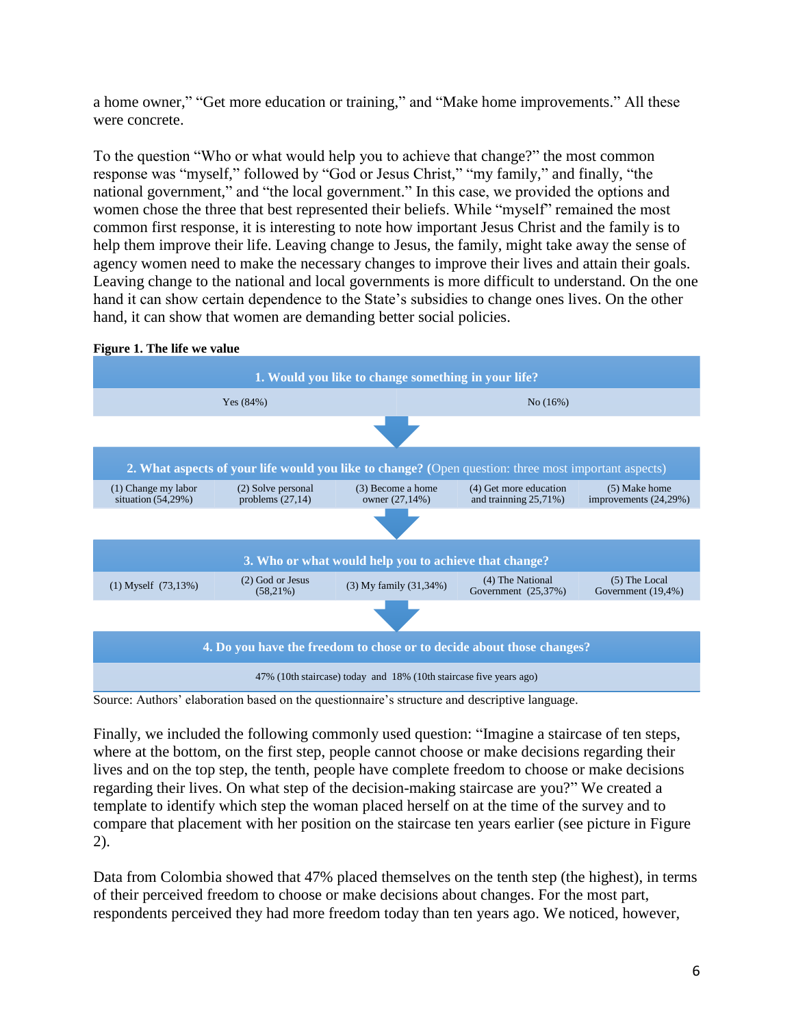a home owner," "Get more education or training," and "Make home improvements." All these were concrete.

To the question "Who or what would help you to achieve that change?" the most common response was "myself," followed by "God or Jesus Christ," "my family," and finally, "the national government," and "the local government." In this case, we provided the options and women chose the three that best represented their beliefs. While "myself" remained the most common first response, it is interesting to note how important Jesus Christ and the family is to help them improve their life. Leaving change to Jesus, the family, might take away the sense of agency women need to make the necessary changes to improve their lives and attain their goals. Leaving change to the national and local governments is more difficult to understand. On the one hand it can show certain dependence to the State's subsidies to change ones lives. On the other hand, it can show that women are demanding better social policies.

**Figure 1. The life we value**

| **1. Would you like to change something in your life?** | | | | |
|---|---|---|---|---|
| Yes (84%) | | No (16%) | | |
| **2. What aspects of your life would you like to change?** (Open question: three most important aspects) | | | | |
| (1) Change my labor situation (54,29%) | (2) Solve personal problems (27,14) | (3) Become a home owner (27,14%) | (4) Get more education and trainning 25,71%) | (5) Make home improvements (24,29%) |
| **3. Who or what would help you to achieve that change?** | | | | |
| (1) Myself (73,13%) | (2) God or Jesus (58,21%) | (3) My family (31,34%) | (4) The National Government (25,37%) | (5) The Local Government (19,4%) |
| **4. Do you have the freedom to chose or to decide about those changes?** | | | | |
| 47% (10th staircase) today and 18% (10th staircase five years ago) | | | | |

Source: Authors' elaboration based on the questionnaire's structure and descriptive language.

Finally, we included the following commonly used question: "Imagine a staircase of ten steps, where at the bottom, on the first step, people cannot choose or make decisions regarding their lives and on the top step, the tenth, people have complete freedom to choose or make decisions regarding their lives. On what step of the decision-making staircase are you?" We created a template to identify which step the woman placed herself on at the time of the survey and to compare that placement with her position on the staircase ten years earlier (see picture in Figure 2).

Data from Colombia showed that 47% placed themselves on the tenth step (the highest), in terms of their perceived freedom to choose or make decisions about changes. For the most part, respondents perceived they had more freedom today than ten years ago. We noticed, however,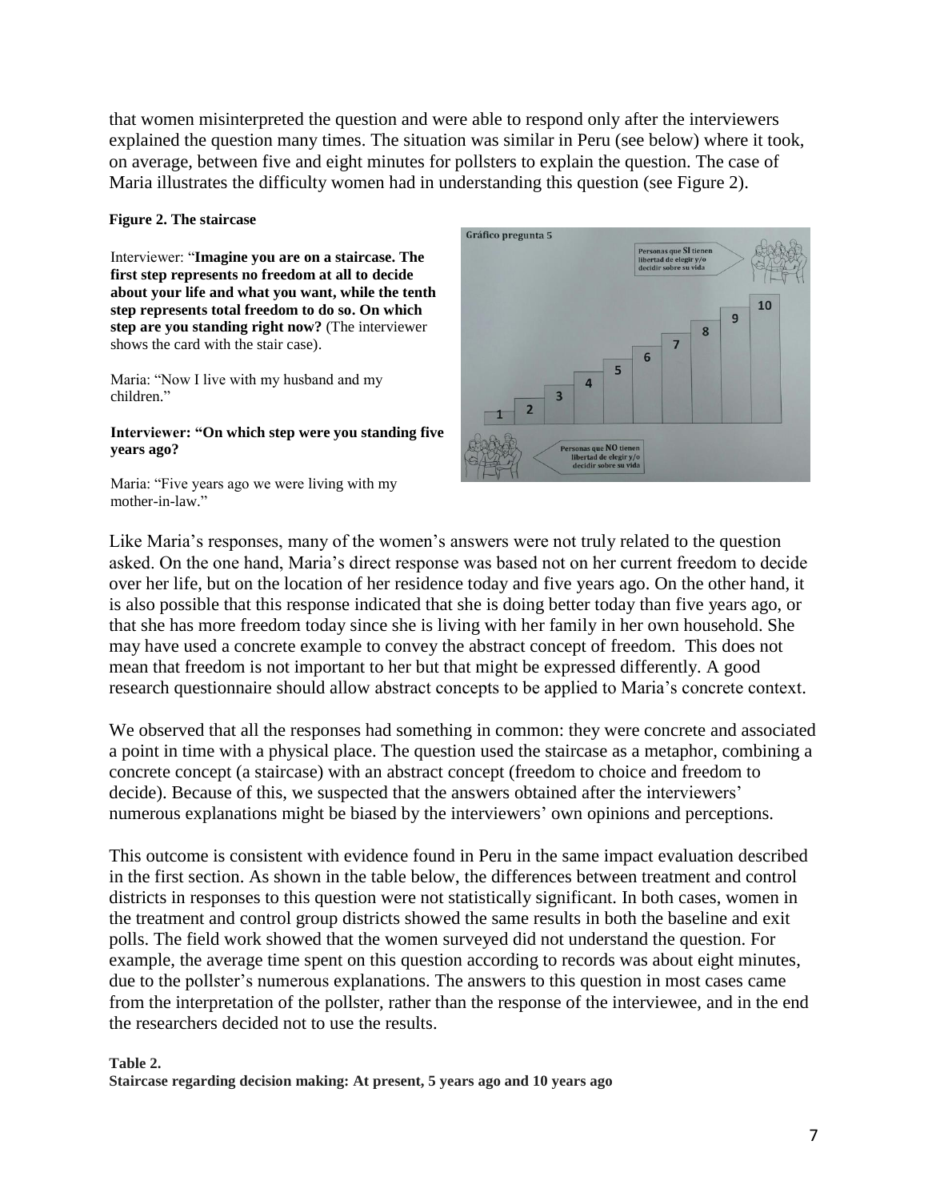that women misinterpreted the question and were able to respond only after the interviewers explained the question many times. The situation was similar in Peru (see below) where it took, on average, between five and eight minutes for pollsters to explain the question. The case of Maria illustrates the difficulty women had in understanding this question (see Figure 2).

**Figure 2. The staircase**

Interviewer: "**Imagine you are on a staircase. The first step represents no freedom at all to decide about your life and what you want, while the tenth step represents total freedom to do so. On which step are you standing right now?** (The interviewer shows the card with the stair case).

Maria: "Now I live with my husband and my children."

**Interviewer: "On which step were you standing five years ago?**

Maria: "Five years ago we were living with my mother-in-law."

Like Maria's responses, many of the women's answers were not truly related to the question asked. On the one hand, Maria's direct response was based not on her current freedom to decide over her life, but on the location of her residence today and five years ago. On the other hand, it is also possible that this response indicated that she is doing better today than five years ago, or that she has more freedom today since she is living with her family in her own household. She may have used a concrete example to convey the abstract concept of freedom. This does not mean that freedom is not important to her but that might be expressed differently. A good research questionnaire should allow abstract concepts to be applied to Maria's concrete context.

We observed that all the responses had something in common: they were concrete and associated a point in time with a physical place. The question used the staircase as a metaphor, combining a concrete concept (a staircase) with an abstract concept (freedom to choice and freedom to decide). Because of this, we suspected that the answers obtained after the interviewers' numerous explanations might be biased by the interviewers' own opinions and perceptions.

This outcome is consistent with evidence found in Peru in the same impact evaluation described in the first section. As shown in the table below, the differences between treatment and control districts in responses to this question were not statistically significant. In both cases, women in the treatment and control group districts showed the same results in both the baseline and exit polls. The field work showed that the women surveyed did not understand the question. For example, the average time spent on this question according to records was about eight minutes, due to the pollster's numerous explanations. The answers to this question in most cases came from the interpretation of the pollster, rather than the response of the interviewee, and in the end the researchers decided not to use the results.

**Table 2.**
**Staircase regarding decision making: At present, 5 years ago and 10 years ago**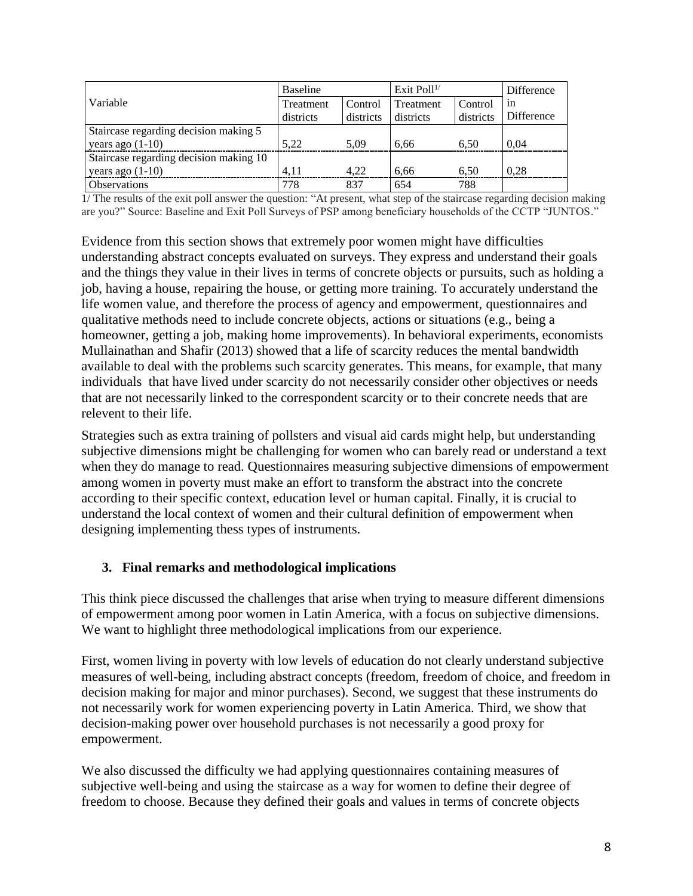| Variable | Baseline | | Exit Poll[1/] | | Difference in Difference |
|---|---|---|---|---|---|
| | Treatment districts | Control districts | Treatment districts | Control districts | |
| Staircase regarding decision making 5 years ago (1-10) | 5,22 | 5,09 | 6,66 | 6,50 | 0,04 |
| Staircase regarding decision making 10 years ago (1-10) | 4,11 | 4,22 | 6,66 | 6,50 | 0,28 |
| Observations | 778 | 837 | 654 | 788 | |

1/ The results of the exit poll answer the question: "At present, what step of the staircase regarding decision making are you?" Source: Baseline and Exit Poll Surveys of PSP among beneficiary households of the CCTP "JUNTOS."

Evidence from this section shows that extremely poor women might have difficulties understanding abstract concepts evaluated on surveys. They express and understand their goals and the things they value in their lives in terms of concrete objects or pursuits, such as holding a job, having a house, repairing the house, or getting more training. To accurately understand the life women value, and therefore the process of agency and empowerment, questionnaires and qualitative methods need to include concrete objects, actions or situations (e.g., being a homeowner, getting a job, making home improvements). In behavioral experiments, economists Mullainathan and Shafir (2013) showed that a life of scarcity reduces the mental bandwidth available to deal with the problems such scarcity generates. This means, for example, that many individuals that have lived under scarcity do not necessarily consider other objectives or needs that are not necessarily linked to the correspondent scarcity or to their concrete needs that are relevent to their life.

Strategies such as extra training of pollsters and visual aid cards might help, but understanding subjective dimensions might be challenging for women who can barely read or understand a text when they do manage to read. Questionnaires measuring subjective dimensions of empowerment among women in poverty must make an effort to transform the abstract into the concrete according to their specific context, education level or human capital. Finally, it is crucial to understand the local context of women and their cultural definition of empowerment when designing implementing thess types of instruments.

## 3. Final remarks and methodological implications

This think piece discussed the challenges that arise when trying to measure different dimensions of empowerment among poor women in Latin America, with a focus on subjective dimensions. We want to highlight three methodological implications from our experience.

First, women living in poverty with low levels of education do not clearly understand subjective measures of well-being, including abstract concepts (freedom, freedom of choice, and freedom in decision making for major and minor purchases). Second, we suggest that these instruments do not necessarily work for women experiencing poverty in Latin America. Third, we show that decision-making power over household purchases is not necessarily a good proxy for empowerment.

We also discussed the difficulty we had applying questionnaires containing measures of subjective well-being and using the staircase as a way for women to define their degree of freedom to choose. Because they defined their goals and values in terms of concrete objects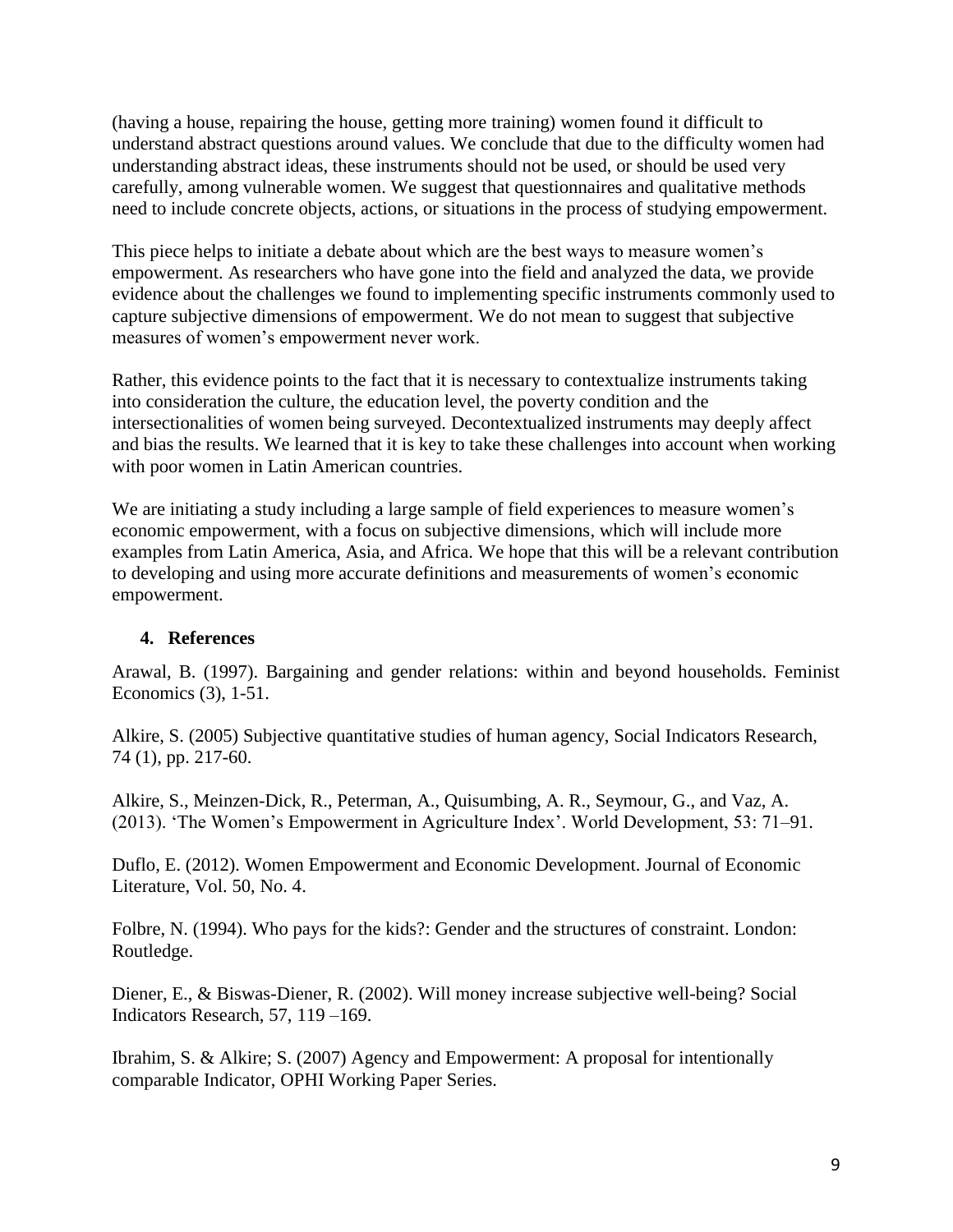(having a house, repairing the house, getting more training) women found it difficult to understand abstract questions around values. We conclude that due to the difficulty women had understanding abstract ideas, these instruments should not be used, or should be used very carefully, among vulnerable women. We suggest that questionnaires and qualitative methods need to include concrete objects, actions, or situations in the process of studying empowerment.

This piece helps to initiate a debate about which are the best ways to measure women's empowerment. As researchers who have gone into the field and analyzed the data, we provide evidence about the challenges we found to implementing specific instruments commonly used to capture subjective dimensions of empowerment. We do not mean to suggest that subjective measures of women's empowerment never work.

Rather, this evidence points to the fact that it is necessary to contextualize instruments taking into consideration the culture, the education level, the poverty condition and the intersectionalities of women being surveyed. Decontextualized instruments may deeply affect and bias the results. We learned that it is key to take these challenges into account when working with poor women in Latin American countries.

We are initiating a study including a large sample of field experiences to measure women's economic empowerment, with a focus on subjective dimensions, which will include more examples from Latin America, Asia, and Africa. We hope that this will be a relevant contribution to developing and using more accurate definitions and measurements of women's economic empowerment.

## 4. References

Arawal, B. (1997). Bargaining and gender relations: within and beyond households. Feminist Economics (3), 1-51.

Alkire, S. (2005) Subjective quantitative studies of human agency, Social Indicators Research, 74 (1), pp. 217-60.

Alkire, S., Meinzen-Dick, R., Peterman, A., Quisumbing, A. R., Seymour, G., and Vaz, A. (2013). 'The Women's Empowerment in Agriculture Index'. World Development, 53: 71–91.

Duflo, E. (2012). Women Empowerment and Economic Development. Journal of Economic Literature, Vol. 50, No. 4.

Folbre, N. (1994). Who pays for the kids?: Gender and the structures of constraint. London: Routledge.

Diener, E., & Biswas-Diener, R. (2002). Will money increase subjective well-being? Social Indicators Research, 57, 119 –169.

Ibrahim, S. & Alkire; S. (2007) Agency and Empowerment: A proposal for intentionally comparable Indicator, OPHI Working Paper Series.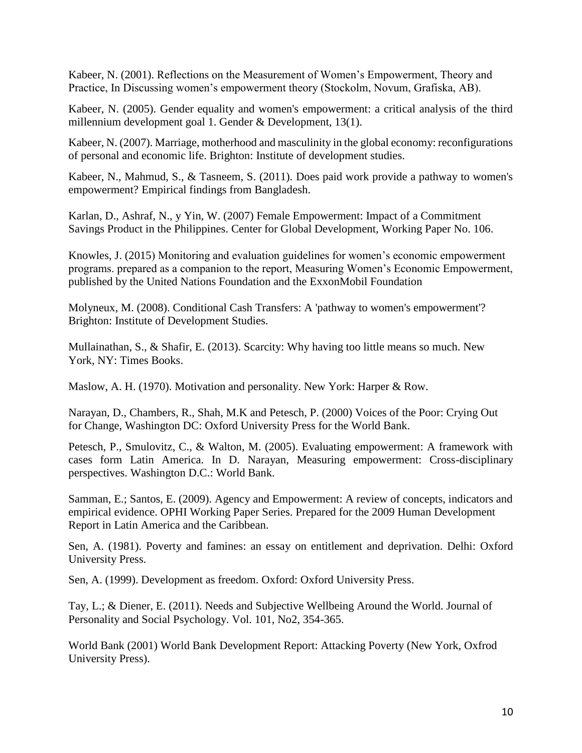Kabeer, N. (2001). Reflections on the Measurement of Women's Empowerment, Theory and Practice, In Discussing women's empowerment theory (Stockolm, Novum, Grafiska, AB).

Kabeer, N. (2005). Gender equality and women's empowerment: a critical analysis of the third millennium development goal 1. Gender & Development, 13(1).

Kabeer, N. (2007). Marriage, motherhood and masculinity in the global economy: reconfigurations of personal and economic life. Brighton: Institute of development studies.

Kabeer, N., Mahmud, S., & Tasneem, S. (2011). Does paid work provide a pathway to women's empowerment? Empirical findings from Bangladesh.

Karlan, D., Ashraf, N., y Yin, W. (2007) Female Empowerment: Impact of a Commitment Savings Product in the Philippines. Center for Global Development, Working Paper No. 106.

Knowles, J. (2015) Monitoring and evaluation guidelines for women's economic empowerment programs. prepared as a companion to the report, Measuring Women's Economic Empowerment, published by the United Nations Foundation and the ExxonMobil Foundation

Molyneux, M. (2008). Conditional Cash Transfers: A 'pathway to women's empowerment'? Brighton: Institute of Development Studies.

Mullainathan, S., & Shafir, E. (2013). Scarcity: Why having too little means so much. New York, NY: Times Books.

Maslow, A. H. (1970). Motivation and personality. New York: Harper & Row.

Narayan, D., Chambers, R., Shah, M.K and Petesch, P. (2000) Voices of the Poor: Crying Out for Change, Washington DC: Oxford University Press for the World Bank.

Petesch, P., Smulovitz, C., & Walton, M. (2005). Evaluating empowerment: A framework with cases form Latin America. In D. Narayan, Measuring empowerment: Cross-disciplinary perspectives. Washington D.C.: World Bank.

Samman, E.; Santos, E. (2009). Agency and Empowerment: A review of concepts, indicators and empirical evidence. OPHI Working Paper Series. Prepared for the 2009 Human Development Report in Latin America and the Caribbean.

Sen, A. (1981). Poverty and famines: an essay on entitlement and deprivation. Delhi: Oxford University Press.

Sen, A. (1999). Development as freedom. Oxford: Oxford University Press.

Tay, L.; & Diener, E. (2011). Needs and Subjective Wellbeing Around the World. Journal of Personality and Social Psychology. Vol. 101, No2, 354-365.

World Bank (2001) World Bank Development Report: Attacking Poverty (New York, Oxfrod University Press).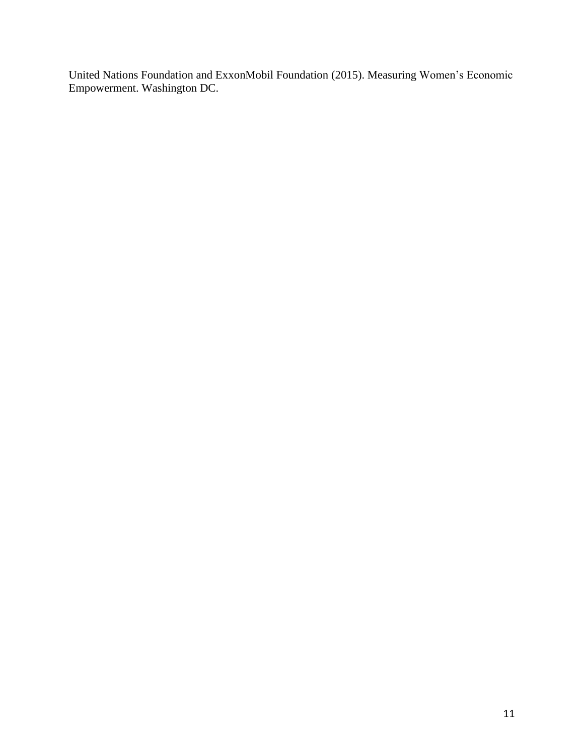United Nations Foundation and ExxonMobil Foundation (2015). Measuring Women's Economic Empowerment. Washington DC.